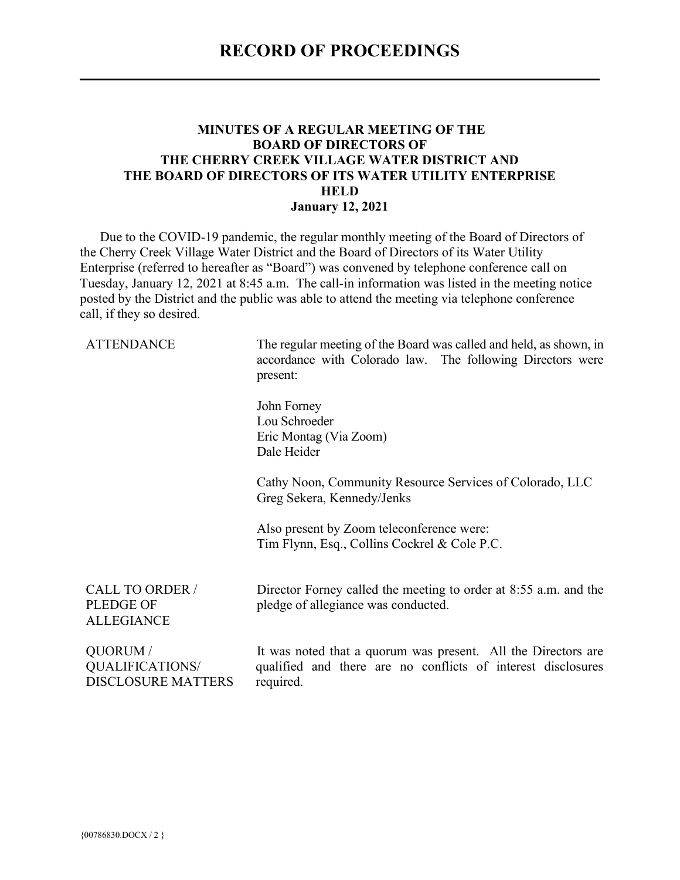# RECORD OF PROCEEDINGS

**MINUTES OF A REGULAR MEETING OF THE BOARD OF DIRECTORS OF THE CHERRY CREEK VILLAGE WATER DISTRICT AND THE BOARD OF DIRECTORS OF ITS WATER UTILITY ENTERPRISE HELD January 12, 2021**

Due to the COVID-19 pandemic, the regular monthly meeting of the Board of Directors of the Cherry Creek Village Water District and the Board of Directors of its Water Utility Enterprise (referred to hereafter as "Board") was convened by telephone conference call on Tuesday, January 12, 2021 at 8:45 a.m. The call-in information was listed in the meeting notice posted by the District and the public was able to attend the meeting via telephone conference call, if they so desired.

| | |
|---|---|
| ATTENDANCE | The regular meeting of the Board was called and held, as shown, in accordance with Colorado law. The following Directors were present:<br><br>John Forney<br>Lou Schroeder<br>Eric Montag (Via Zoom)<br>Dale Heider<br><br>Cathy Noon, Community Resource Services of Colorado, LLC<br>Greg Sekera, Kennedy/Jenks<br><br>Also present by Zoom teleconference were:<br>Tim Flynn, Esq., Collins Cockrel & Cole P.C. |
| CALL TO ORDER / PLEDGE OF ALLEGIANCE | Director Forney called the meeting to order at 8:55 a.m. and the pledge of allegiance was conducted. |
| QUORUM / QUALIFICATIONS/ DISCLOSURE MATTERS | It was noted that a quorum was present. All the Directors are qualified and there are no conflicts of interest disclosures required. |

{00786830.DOCX / 2 }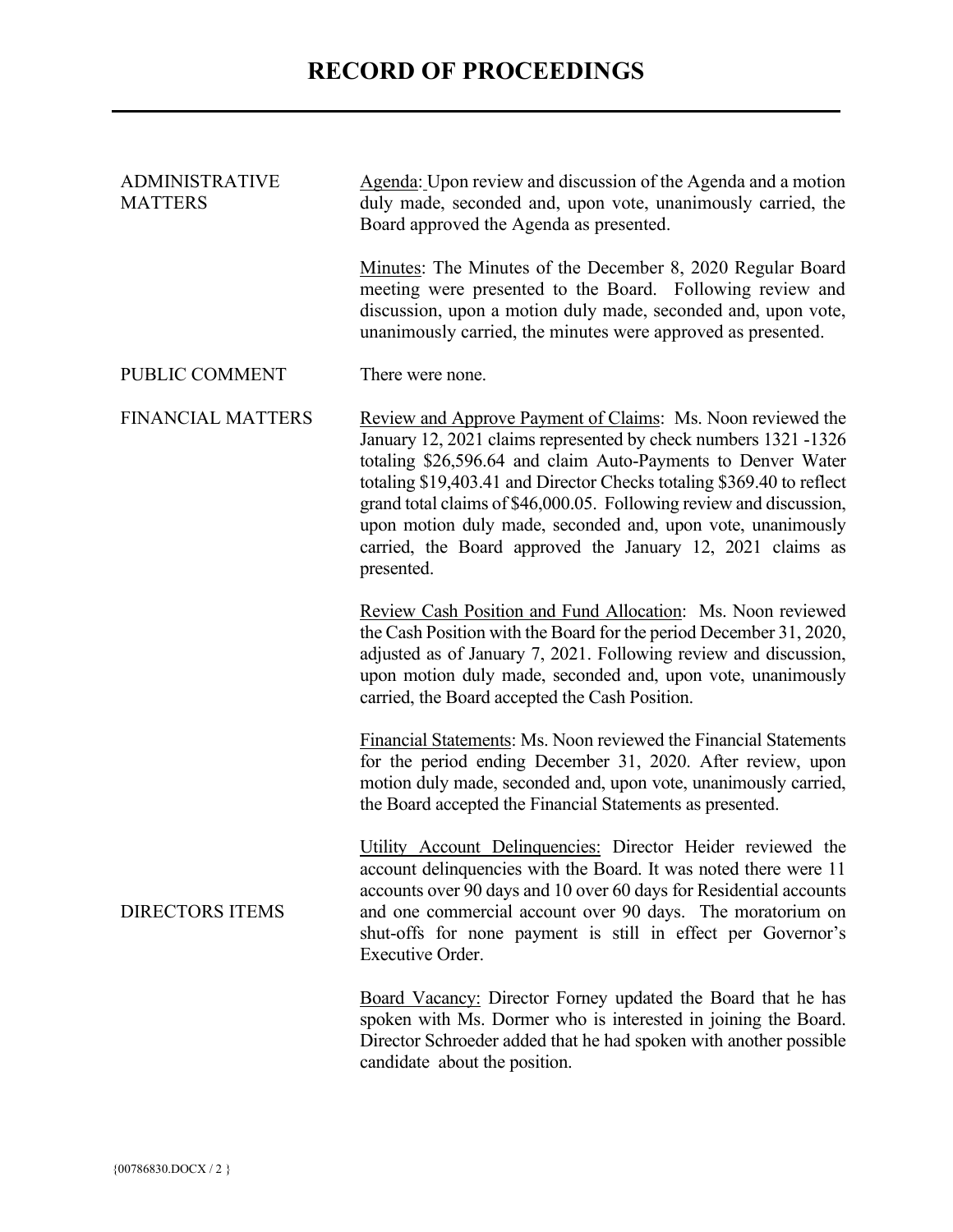# RECORD OF PROCEEDINGS

**ADMINISTRATIVE MATTERS**

Agenda: Upon review and discussion of the Agenda and a motion duly made, seconded and, upon vote, unanimously carried, the Board approved the Agenda as presented.

Minutes: The Minutes of the December 8, 2020 Regular Board meeting were presented to the Board. Following review and discussion, upon a motion duly made, seconded and, upon vote, unanimously carried, the minutes were approved as presented.

**PUBLIC COMMENT**

There were none.

**FINANCIAL MATTERS**

Review and Approve Payment of Claims: Ms. Noon reviewed the January 12, 2021 claims represented by check numbers 1321 -1326 totaling $26,596.64 and claim Auto-Payments to Denver Water totaling $19,403.41 and Director Checks totaling $369.40 to reflect grand total claims of $46,000.05. Following review and discussion, upon motion duly made, seconded and, upon vote, unanimously carried, the Board approved the January 12, 2021 claims as presented.

Review Cash Position and Fund Allocation: Ms. Noon reviewed the Cash Position with the Board for the period December 31, 2020, adjusted as of January 7, 2021. Following review and discussion, upon motion duly made, seconded and, upon vote, unanimously carried, the Board accepted the Cash Position.

Financial Statements: Ms. Noon reviewed the Financial Statements for the period ending December 31, 2020. After review, upon motion duly made, seconded and, upon vote, unanimously carried, the Board accepted the Financial Statements as presented.

**DIRECTORS ITEMS**

Utility Account Delinquencies: Director Heider reviewed the account delinquencies with the Board. It was noted there were 11 accounts over 90 days and 10 over 60 days for Residential accounts and one commercial account over 90 days. The moratorium on shut-offs for none payment is still in effect per Governor's Executive Order.

Board Vacancy: Director Forney updated the Board that he has spoken with Ms. Dormer who is interested in joining the Board. Director Schroeder added that he had spoken with another possible candidate about the position.

{00786830.DOCX / 2 }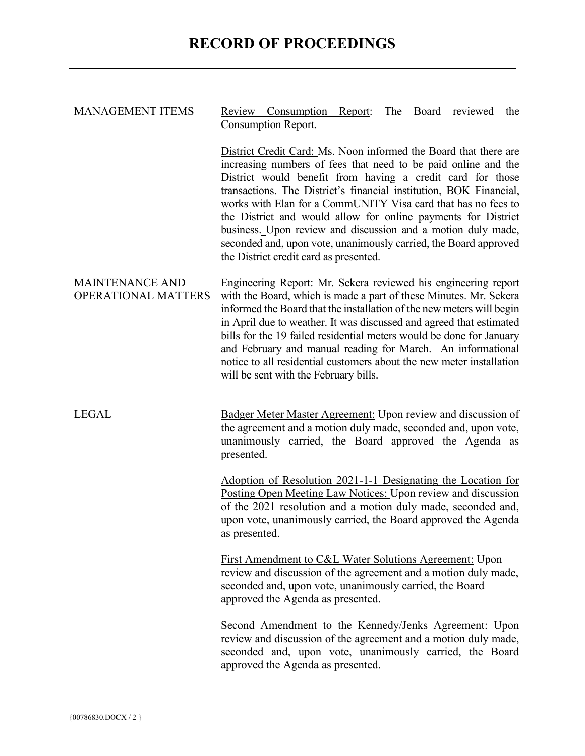# RECORD OF PROCEEDINGS

**MANAGEMENT ITEMS**

Review Consumption Report: The Board reviewed the Consumption Report.

District Credit Card: Ms. Noon informed the Board that there are increasing numbers of fees that need to be paid online and the District would benefit from having a credit card for those transactions. The District's financial institution, BOK Financial, works with Elan for a CommUNITY Visa card that has no fees to the District and would allow for online payments for District business. Upon review and discussion and a motion duly made, seconded and, upon vote, unanimously carried, the Board approved the District credit card as presented.

**MAINTENANCE AND OPERATIONAL MATTERS**

Engineering Report: Mr. Sekera reviewed his engineering report with the Board, which is made a part of these Minutes. Mr. Sekera informed the Board that the installation of the new meters will begin in April due to weather. It was discussed and agreed that estimated bills for the 19 failed residential meters would be done for January and February and manual reading for March. An informational notice to all residential customers about the new meter installation will be sent with the February bills.

**LEGAL**

Badger Meter Master Agreement: Upon review and discussion of the agreement and a motion duly made, seconded and, upon vote, unanimously carried, the Board approved the Agenda as presented.

Adoption of Resolution 2021-1-1 Designating the Location for Posting Open Meeting Law Notices: Upon review and discussion of the 2021 resolution and a motion duly made, seconded and, upon vote, unanimously carried, the Board approved the Agenda as presented.

First Amendment to C&L Water Solutions Agreement: Upon review and discussion of the agreement and a motion duly made, seconded and, upon vote, unanimously carried, the Board approved the Agenda as presented.

Second Amendment to the Kennedy/Jenks Agreement: Upon review and discussion of the agreement and a motion duly made, seconded and, upon vote, unanimously carried, the Board approved the Agenda as presented.

{00786830.DOCX / 2 }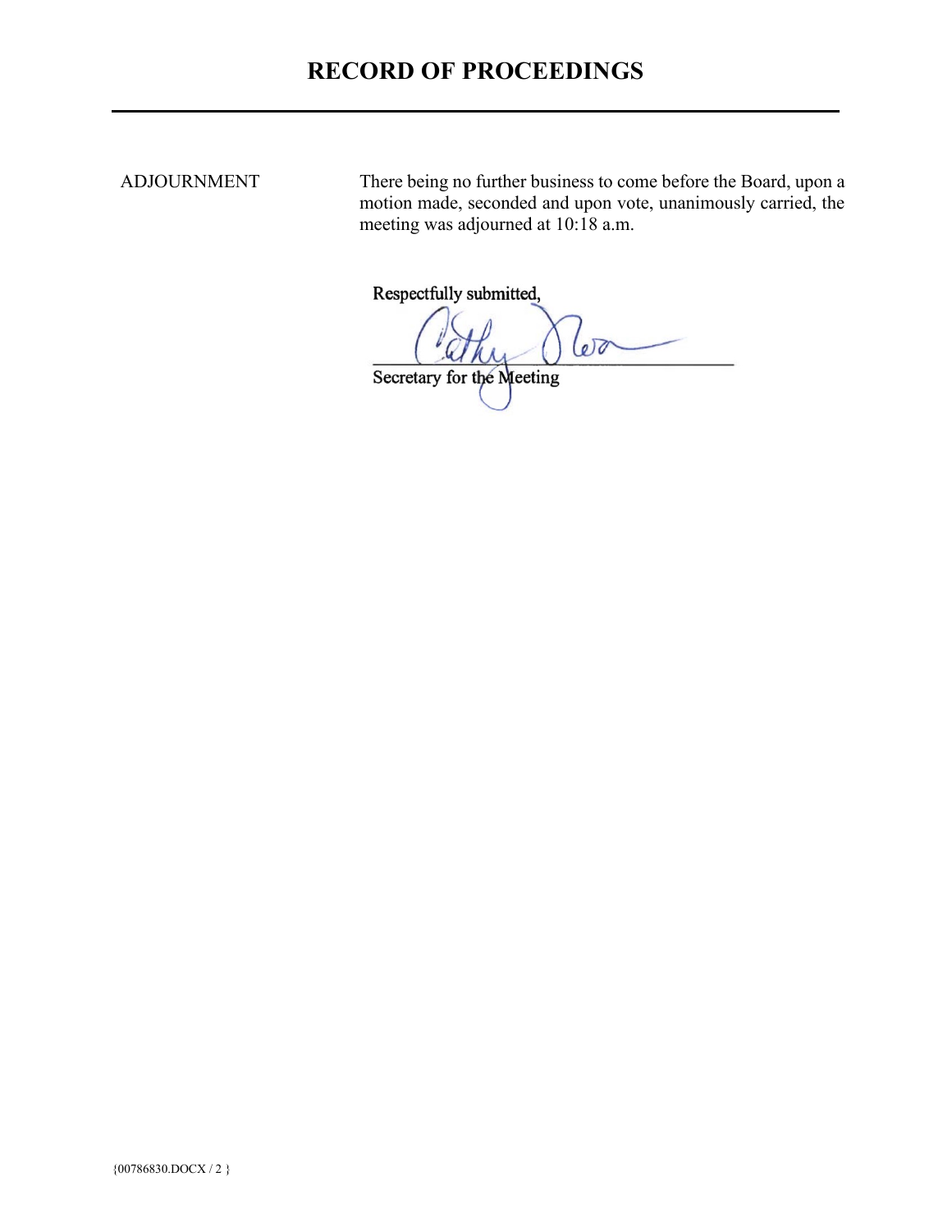# RECORD OF PROCEEDINGS

ADJOURNMENT

There being no further business to come before the Board, upon a motion made, seconded and upon vote, unanimously carried, the meeting was adjourned at 10:18 a.m.

Respectfully submitted,

_______________________________
Secretary for the Meeting

{00786830.DOCX / 2 }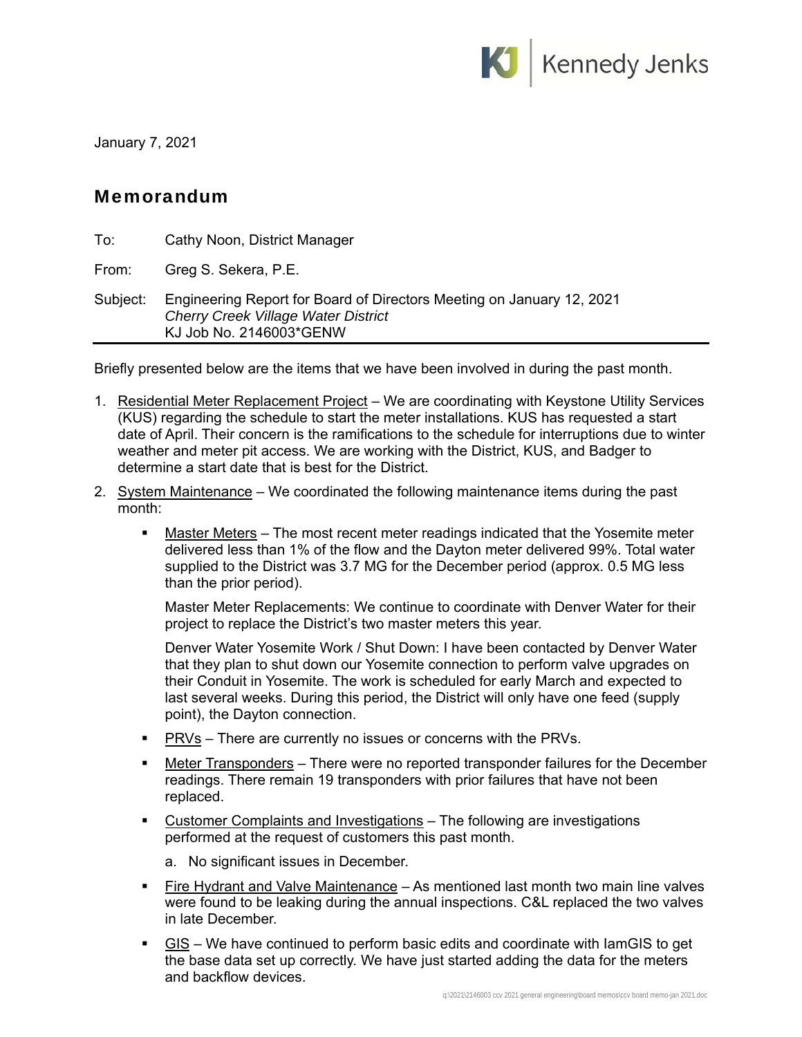January 7, 2021

## Memorandum

To: Cathy Noon, District Manager

From: Greg S. Sekera, P.E.

Subject: Engineering Report for Board of Directors Meeting on January 12, 2021
*Cherry Creek Village Water District*
KJ Job No. 2146003*GENW

---

Briefly presented below are the items that we have been involved in during the past month.

1. Residential Meter Replacement Project – We are coordinating with Keystone Utility Services (KUS) regarding the schedule to start the meter installations. KUS has requested a start date of April. Their concern is the ramifications to the schedule for interruptions due to winter weather and meter pit access. We are working with the District, KUS, and Badger to determine a start date that is best for the District.

2. System Maintenance – We coordinated the following maintenance items during the past month:

   - Master Meters – The most recent meter readings indicated that the Yosemite meter delivered less than 1% of the flow and the Dayton meter delivered 99%. Total water supplied to the District was 3.7 MG for the December period (approx. 0.5 MG less than the prior period).

     Master Meter Replacements: We continue to coordinate with Denver Water for their project to replace the District's two master meters this year.

     Denver Water Yosemite Work / Shut Down: I have been contacted by Denver Water that they plan to shut down our Yosemite connection to perform valve upgrades on their Conduit in Yosemite. The work is scheduled for early March and expected to last several weeks. During this period, the District will only have one feed (supply point), the Dayton connection.

   - PRVs – There are currently no issues or concerns with the PRVs.

   - Meter Transponders – There were no reported transponder failures for the December readings. There remain 19 transponders with prior failures that have not been replaced.

   - Customer Complaints and Investigations – The following are investigations performed at the request of customers this past month.

     a. No significant issues in December.

   - Fire Hydrant and Valve Maintenance – As mentioned last month two main line valves were found to be leaking during the annual inspections. C&L replaced the two valves in late December.

   - GIS – We have continued to perform basic edits and coordinate with IamGIS to get the base data set up correctly. We have just started adding the data for the meters and backflow devices.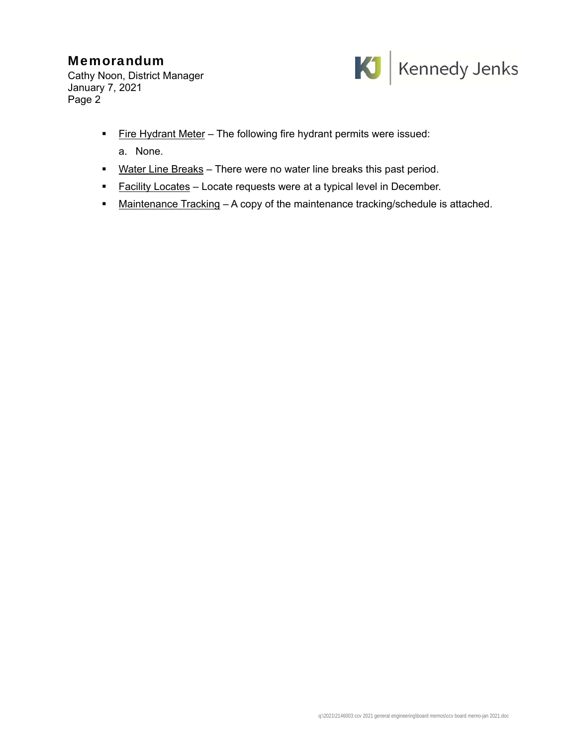- Fire Hydrant Meter – The following fire hydrant permits were issued:

  a. None.

- Water Line Breaks – There were no water line breaks this past period.
- Facility Locates – Locate requests were at a typical level in December.
- Maintenance Tracking – A copy of the maintenance tracking/schedule is attached.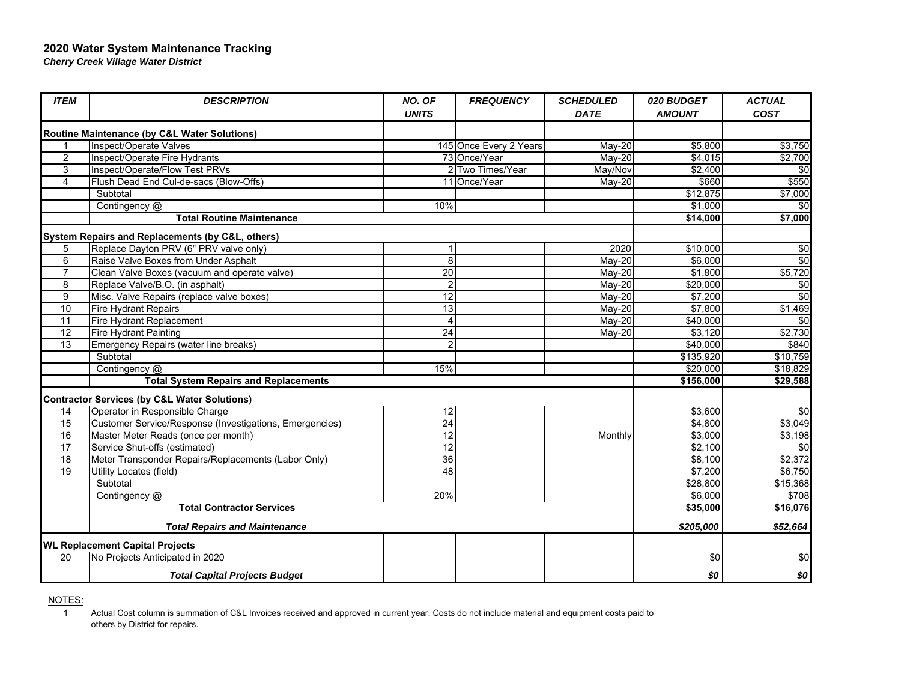## 2020 Water System Maintenance Tracking

***Cherry Creek Village Water District***

| *ITEM* | *DESCRIPTION* | *NO. OF UNITS* | *FREQUENCY* | *SCHEDULED DATE* | *020 BUDGET AMOUNT* | *ACTUAL COST* |
|---|---|---|---|---|---|---|
| **Routine Maintenance (by C&L Water Solutions)** | | | | | | |
| 1 | Inspect/Operate Valves | 145 | Once Every 2 Years | May-20 | $5,800 | $3,750 |
| 2 | Inspect/Operate Fire Hydrants | 73 | Once/Year | May-20 | $4,015 | $2,700 |
| 3 | Inspect/Operate/Flow Test PRVs | 2 | Two Times/Year | May/Nov | $2,400 | $0 |
| 4 | Flush Dead End Cul-de-sacs (Blow-Offs) | 11 | Once/Year | May-20 | $660 | $550 |
| | Subtotal | | | | $12,875 | $7,000 |
| | Contingency @ | 10% | | | $1,000 | $0 |
| | **Total Routine Maintenance** | | | | **$14,000** | **$7,000** |
| **System Repairs and Replacements (by C&L, others)** | | | | | | |
| 5 | Replace Dayton PRV (6" PRV valve only) | 1 | | 2020 | $10,000 | $0 |
| 6 | Raise Valve Boxes from Under Asphalt | 8 | | May-20 | $6,000 | $0 |
| 7 | Clean Valve Boxes (vacuum and operate valve) | 20 | | May-20 | $1,800 | $5,720 |
| 8 | Replace Valve/B.O. (in asphalt) | 2 | | May-20 | $20,000 | $0 |
| 9 | Misc. Valve Repairs (replace valve boxes) | 12 | | May-20 | $7,200 | $0 |
| 10 | Fire Hydrant Repairs | 13 | | May-20 | $7,800 | $1,469 |
| 11 | Fire Hydrant Replacement | 4 | | May-20 | $40,000 | $0 |
| 12 | Fire Hydrant Painting | 24 | | May-20 | $3,120 | $2,730 |
| 13 | Emergency Repairs (water line breaks) | 2 | | | $40,000 | $840 |
| | Subtotal | | | | $135,920 | $10,759 |
| | Contingency @ | 15% | | | $20,000 | $18,829 |
| | **Total System Repairs and Replacements** | | | | **$156,000** | **$29,588** |
| **Contractor Services (by C&L Water Solutions)** | | | | | | |
| 14 | Operator in Responsible Charge | 12 | | | $3,600 | $0 |
| 15 | Customer Service/Response (Investigations, Emergencies) | 24 | | | $4,800 | $3,049 |
| 16 | Master Meter Reads (once per month) | 12 | | Monthly | $3,000 | $3,198 |
| 17 | Service Shut-offs (estimated) | 12 | | | $2,100 | $0 |
| 18 | Meter Transponder Repairs/Replacements (Labor Only) | 36 | | | $8,100 | $2,372 |
| 19 | Utility Locates (field) | 48 | | | $7,200 | $6,750 |
| | Subtotal | | | | $28,800 | $15,368 |
| | Contingency @ | 20% | | | $6,000 | $708 |
| | **Total Contractor Services** | | | | **$35,000** | **$16,076** |
| | ***Total Repairs and Maintenance*** | | | | ***$205,000*** | ***$52,664*** |
| **WL Replacement Capital Projects** | | | | | | |
| 20 | No Projects Anticipated in 2020 | | | | $0 | $0 |
| | ***Total Capital Projects Budget*** | | | | ***$0*** | ***$0*** |

NOTES:

1. Actual Cost column is summation of C&L Invoices received and approved in current year. Costs do not include material and equipment costs paid to others by District for repairs.